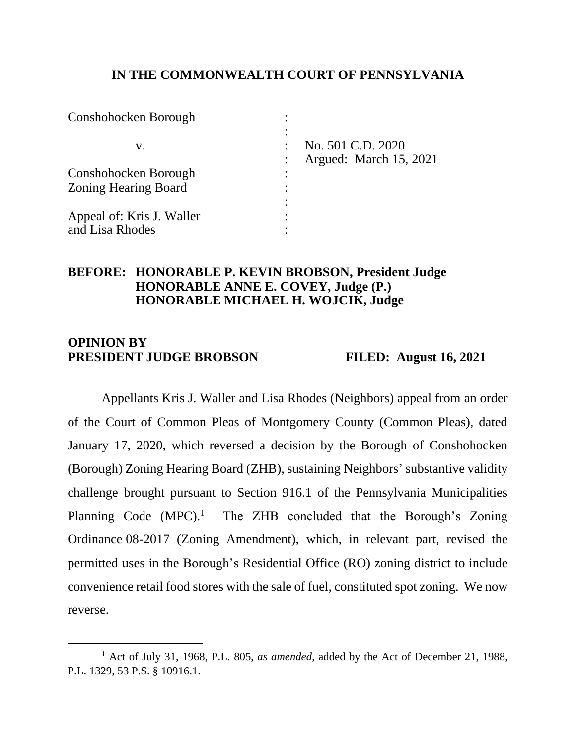**IN THE COMMONWEALTH COURT OF PENNSYLVANIA**

| | | |
|---|---|---|
| Conshohocken Borough | : | |
| | : | |
| v. | : | No. 501 C.D. 2020 |
| | : | Argued: March 15, 2021 |
| Conshohocken Borough | : | |
| Zoning Hearing Board | : | |
| | : | |
| Appeal of: Kris J. Waller | : | |
| and Lisa Rhodes | : | |

**BEFORE: HONORABLE P. KEVIN BROBSON, President Judge**
**HONORABLE ANNE E. COVEY, Judge (P.)**
**HONORABLE MICHAEL H. WOJCIK, Judge**

**OPINION BY**
**PRESIDENT JUDGE BROBSON FILED: August 16, 2021**

Appellants Kris J. Waller and Lisa Rhodes (Neighbors) appeal from an order of the Court of Common Pleas of Montgomery County (Common Pleas), dated January 17, 2020, which reversed a decision by the Borough of Conshohocken (Borough) Zoning Hearing Board (ZHB), sustaining Neighbors' substantive validity challenge brought pursuant to Section 916.1 of the Pennsylvania Municipalities Planning Code (MPC).[1] The ZHB concluded that the Borough's Zoning Ordinance 08-2017 (Zoning Amendment), which, in relevant part, revised the permitted uses in the Borough's Residential Office (RO) zoning district to include convenience retail food stores with the sale of fuel, constituted spot zoning. We now reverse.

---

[1] Act of July 31, 1968, P.L. 805, *as amended*, added by the Act of December 21, 1988, P.L. 1329, 53 P.S. § 10916.1.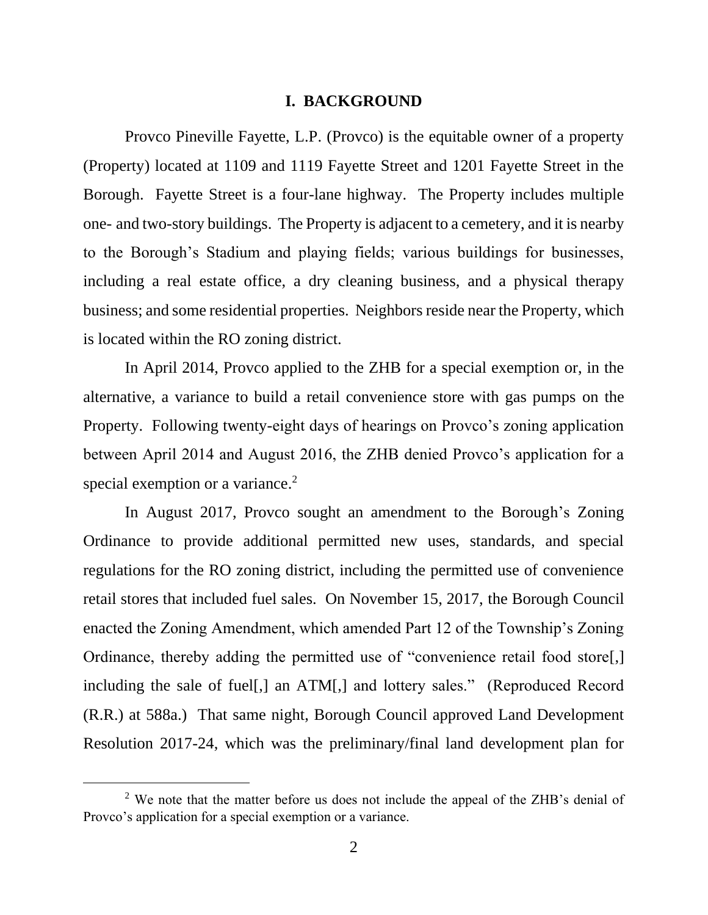## I. BACKGROUND

Provco Pineville Fayette, L.P. (Provco) is the equitable owner of a property (Property) located at 1109 and 1119 Fayette Street and 1201 Fayette Street in the Borough. Fayette Street is a four-lane highway. The Property includes multiple one- and two-story buildings. The Property is adjacent to a cemetery, and it is nearby to the Borough's Stadium and playing fields; various buildings for businesses, including a real estate office, a dry cleaning business, and a physical therapy business; and some residential properties. Neighbors reside near the Property, which is located within the RO zoning district.

In April 2014, Provco applied to the ZHB for a special exemption or, in the alternative, a variance to build a retail convenience store with gas pumps on the Property. Following twenty-eight days of hearings on Provco's zoning application between April 2014 and August 2016, the ZHB denied Provco's application for a special exemption or a variance.[2]

In August 2017, Provco sought an amendment to the Borough's Zoning Ordinance to provide additional permitted new uses, standards, and special regulations for the RO zoning district, including the permitted use of convenience retail stores that included fuel sales. On November 15, 2017, the Borough Council enacted the Zoning Amendment, which amended Part 12 of the Township's Zoning Ordinance, thereby adding the permitted use of "convenience retail food store[,] including the sale of fuel[,] an ATM[,] and lottery sales." (Reproduced Record (R.R.) at 588a.) That same night, Borough Council approved Land Development Resolution 2017-24, which was the preliminary/final land development plan for

[2] We note that the matter before us does not include the appeal of the ZHB's denial of Provco's application for a special exemption or a variance.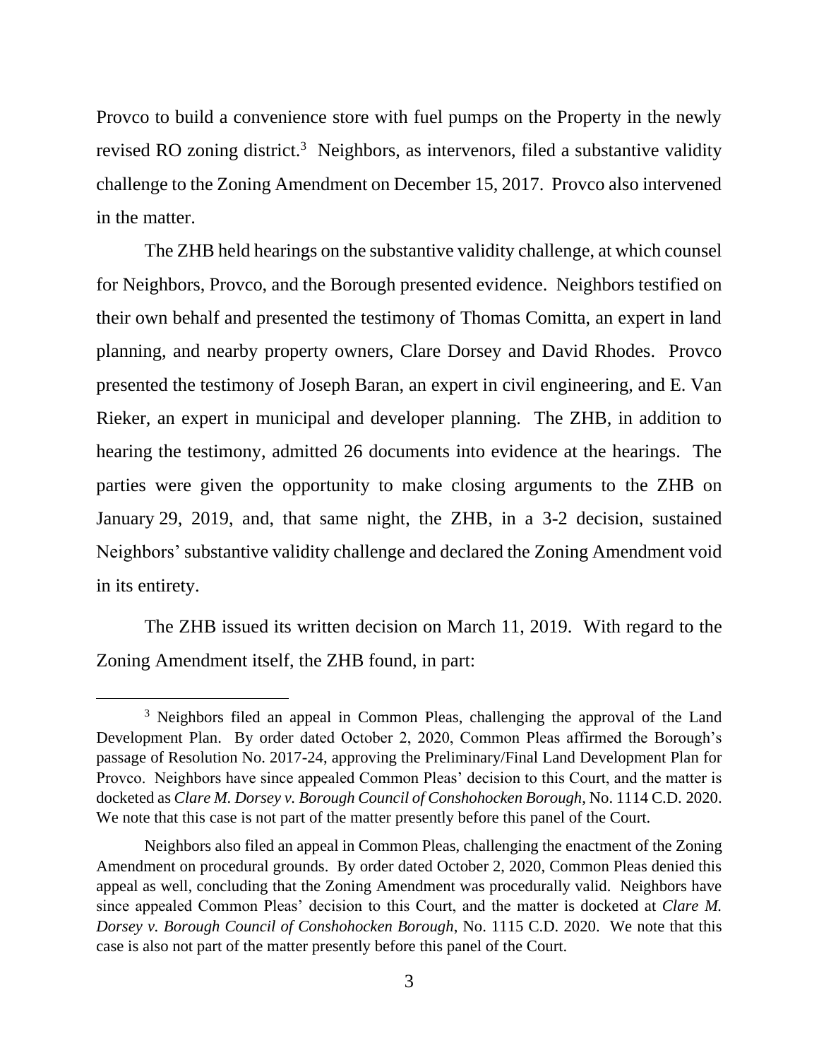Provco to build a convenience store with fuel pumps on the Property in the newly revised RO zoning district.[3] Neighbors, as intervenors, filed a substantive validity challenge to the Zoning Amendment on December 15, 2017. Provco also intervened in the matter.

The ZHB held hearings on the substantive validity challenge, at which counsel for Neighbors, Provco, and the Borough presented evidence. Neighbors testified on their own behalf and presented the testimony of Thomas Comitta, an expert in land planning, and nearby property owners, Clare Dorsey and David Rhodes. Provco presented the testimony of Joseph Baran, an expert in civil engineering, and E. Van Rieker, an expert in municipal and developer planning. The ZHB, in addition to hearing the testimony, admitted 26 documents into evidence at the hearings. The parties were given the opportunity to make closing arguments to the ZHB on January 29, 2019, and, that same night, the ZHB, in a 3-2 decision, sustained Neighbors' substantive validity challenge and declared the Zoning Amendment void in its entirety.

The ZHB issued its written decision on March 11, 2019. With regard to the Zoning Amendment itself, the ZHB found, in part:

---

[3] Neighbors filed an appeal in Common Pleas, challenging the approval of the Land Development Plan. By order dated October 2, 2020, Common Pleas affirmed the Borough's passage of Resolution No. 2017-24, approving the Preliminary/Final Land Development Plan for Provco. Neighbors have since appealed Common Pleas' decision to this Court, and the matter is docketed as *Clare M. Dorsey v. Borough Council of Conshohocken Borough*, No. 1114 C.D. 2020. We note that this case is not part of the matter presently before this panel of the Court.

Neighbors also filed an appeal in Common Pleas, challenging the enactment of the Zoning Amendment on procedural grounds. By order dated October 2, 2020, Common Pleas denied this appeal as well, concluding that the Zoning Amendment was procedurally valid. Neighbors have since appealed Common Pleas' decision to this Court, and the matter is docketed at *Clare M. Dorsey v. Borough Council of Conshohocken Borough*, No. 1115 C.D. 2020. We note that this case is also not part of the matter presently before this panel of the Court.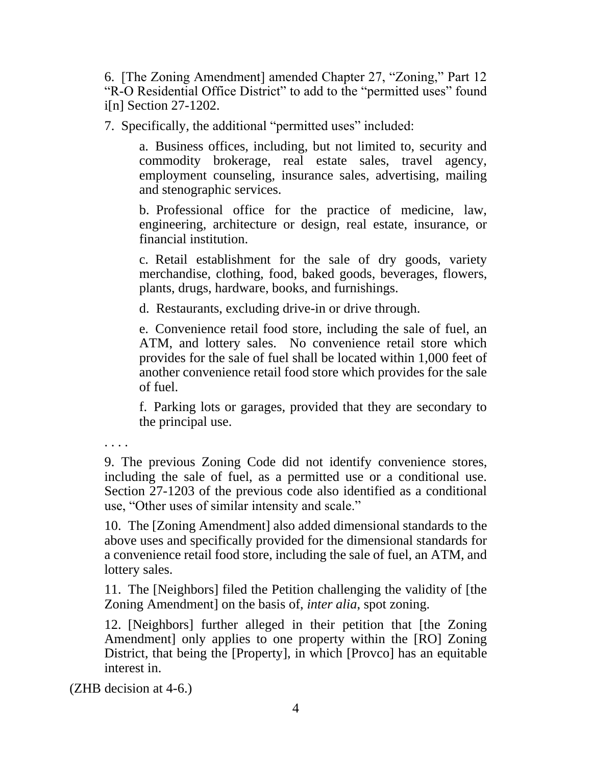6. [The Zoning Amendment] amended Chapter 27, "Zoning," Part 12 "R-O Residential Office District" to add to the "permitted uses" found i[n] Section 27-1202.

7. Specifically, the additional "permitted uses" included:

> a. Business offices, including, but not limited to, security and commodity brokerage, real estate sales, travel agency, employment counseling, insurance sales, advertising, mailing and stenographic services.
>
> b. Professional office for the practice of medicine, law, engineering, architecture or design, real estate, insurance, or financial institution.
>
> c. Retail establishment for the sale of dry goods, variety merchandise, clothing, food, baked goods, beverages, flowers, plants, drugs, hardware, books, and furnishings.
>
> d. Restaurants, excluding drive-in or drive through.
>
> e. Convenience retail food store, including the sale of fuel, an ATM, and lottery sales. No convenience retail store which provides for the sale of fuel shall be located within 1,000 feet of another convenience retail food store which provides for the sale of fuel.
>
> f. Parking lots or garages, provided that they are secondary to the principal use.

. . . .

9. The previous Zoning Code did not identify convenience stores, including the sale of fuel, as a permitted use or a conditional use. Section 27-1203 of the previous code also identified as a conditional use, "Other uses of similar intensity and scale."

10. The [Zoning Amendment] also added dimensional standards to the above uses and specifically provided for the dimensional standards for a convenience retail food store, including the sale of fuel, an ATM, and lottery sales.

11. The [Neighbors] filed the Petition challenging the validity of [the Zoning Amendment] on the basis of, *inter alia*, spot zoning.

12. [Neighbors] further alleged in their petition that [the Zoning Amendment] only applies to one property within the [RO] Zoning District, that being the [Property], in which [Provco] has an equitable interest in.

(ZHB decision at 4-6.)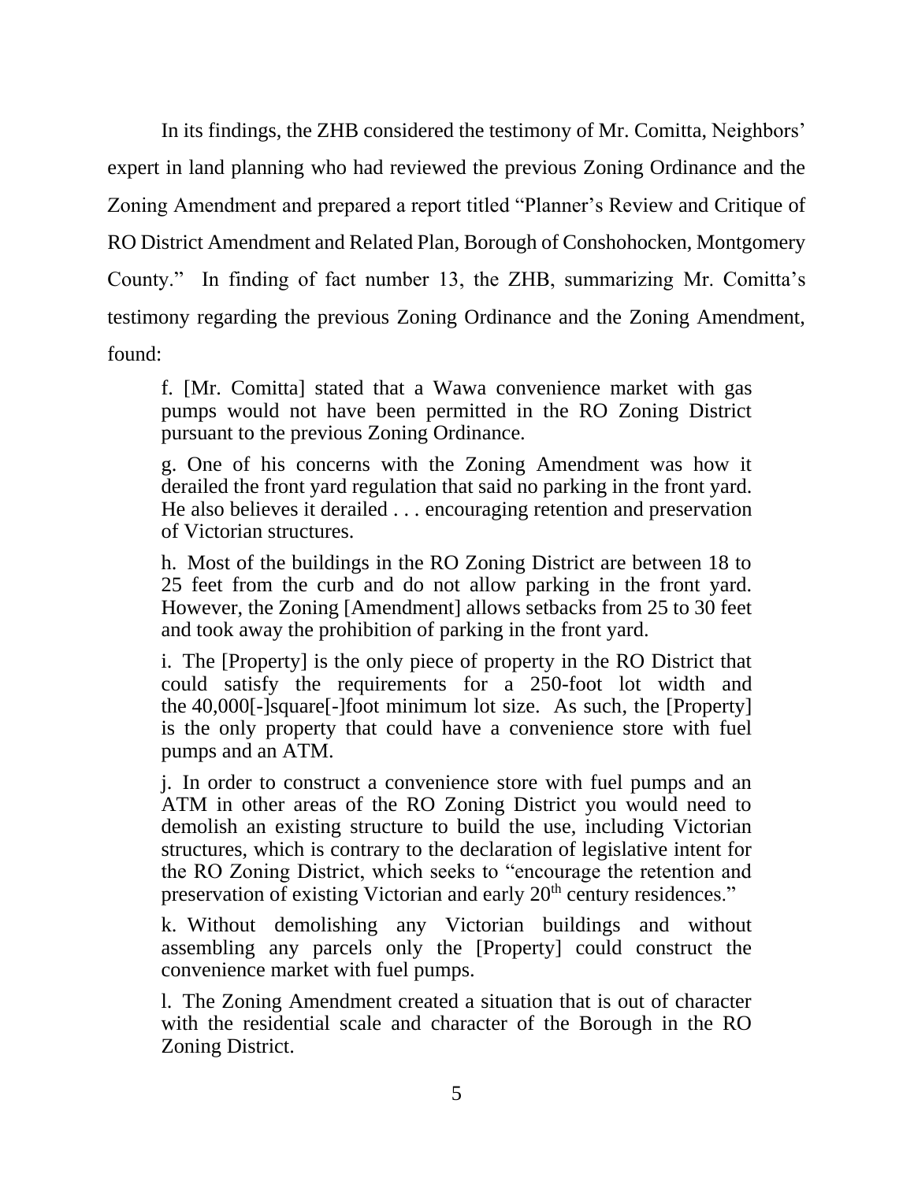In its findings, the ZHB considered the testimony of Mr. Comitta, Neighbors' expert in land planning who had reviewed the previous Zoning Ordinance and the Zoning Amendment and prepared a report titled "Planner's Review and Critique of RO District Amendment and Related Plan, Borough of Conshohocken, Montgomery County." In finding of fact number 13, the ZHB, summarizing Mr. Comitta's testimony regarding the previous Zoning Ordinance and the Zoning Amendment, found:

> f. [Mr. Comitta] stated that a Wawa convenience market with gas pumps would not have been permitted in the RO Zoning District pursuant to the previous Zoning Ordinance.
>
> g. One of his concerns with the Zoning Amendment was how it derailed the front yard regulation that said no parking in the front yard. He also believes it derailed . . . encouraging retention and preservation of Victorian structures.
>
> h. Most of the buildings in the RO Zoning District are between 18 to 25 feet from the curb and do not allow parking in the front yard. However, the Zoning [Amendment] allows setbacks from 25 to 30 feet and took away the prohibition of parking in the front yard.
>
> i. The [Property] is the only piece of property in the RO District that could satisfy the requirements for a 250-foot lot width and the 40,000[-]square[-]foot minimum lot size. As such, the [Property] is the only property that could have a convenience store with fuel pumps and an ATM.
>
> j. In order to construct a convenience store with fuel pumps and an ATM in other areas of the RO Zoning District you would need to demolish an existing structure to build the use, including Victorian structures, which is contrary to the declaration of legislative intent for the RO Zoning District, which seeks to "encourage the retention and preservation of existing Victorian and early 20th century residences."
>
> k. Without demolishing any Victorian buildings and without assembling any parcels only the [Property] could construct the convenience market with fuel pumps.
>
> l. The Zoning Amendment created a situation that is out of character with the residential scale and character of the Borough in the RO Zoning District.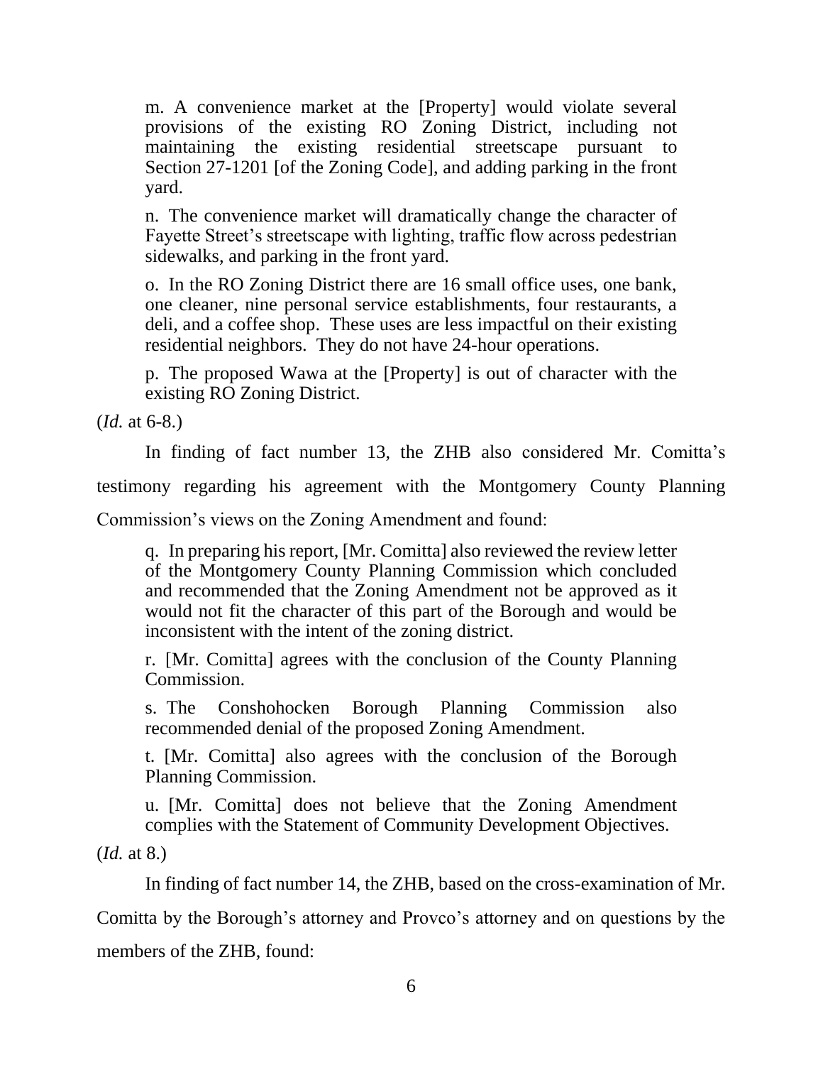> m. A convenience market at the [Property] would violate several provisions of the existing RO Zoning District, including not maintaining the existing residential streetscape pursuant to Section 27-1201 [of the Zoning Code], and adding parking in the front yard.
>
> n. The convenience market will dramatically change the character of Fayette Street's streetscape with lighting, traffic flow across pedestrian sidewalks, and parking in the front yard.
>
> o. In the RO Zoning District there are 16 small office uses, one bank, one cleaner, nine personal service establishments, four restaurants, a deli, and a coffee shop. These uses are less impactful on their existing residential neighbors. They do not have 24-hour operations.
>
> p. The proposed Wawa at the [Property] is out of character with the existing RO Zoning District.

(*Id.* at 6-8.)

In finding of fact number 13, the ZHB also considered Mr. Comitta's testimony regarding his agreement with the Montgomery County Planning Commission's views on the Zoning Amendment and found:

> q. In preparing his report, [Mr. Comitta] also reviewed the review letter of the Montgomery County Planning Commission which concluded and recommended that the Zoning Amendment not be approved as it would not fit the character of this part of the Borough and would be inconsistent with the intent of the zoning district.
>
> r. [Mr. Comitta] agrees with the conclusion of the County Planning Commission.
>
> s. The Conshohocken Borough Planning Commission also recommended denial of the proposed Zoning Amendment.
>
> t. [Mr. Comitta] also agrees with the conclusion of the Borough Planning Commission.
>
> u. [Mr. Comitta] does not believe that the Zoning Amendment complies with the Statement of Community Development Objectives.

(*Id.* at 8.)

In finding of fact number 14, the ZHB, based on the cross-examination of Mr. Comitta by the Borough's attorney and Provco's attorney and on questions by the members of the ZHB, found: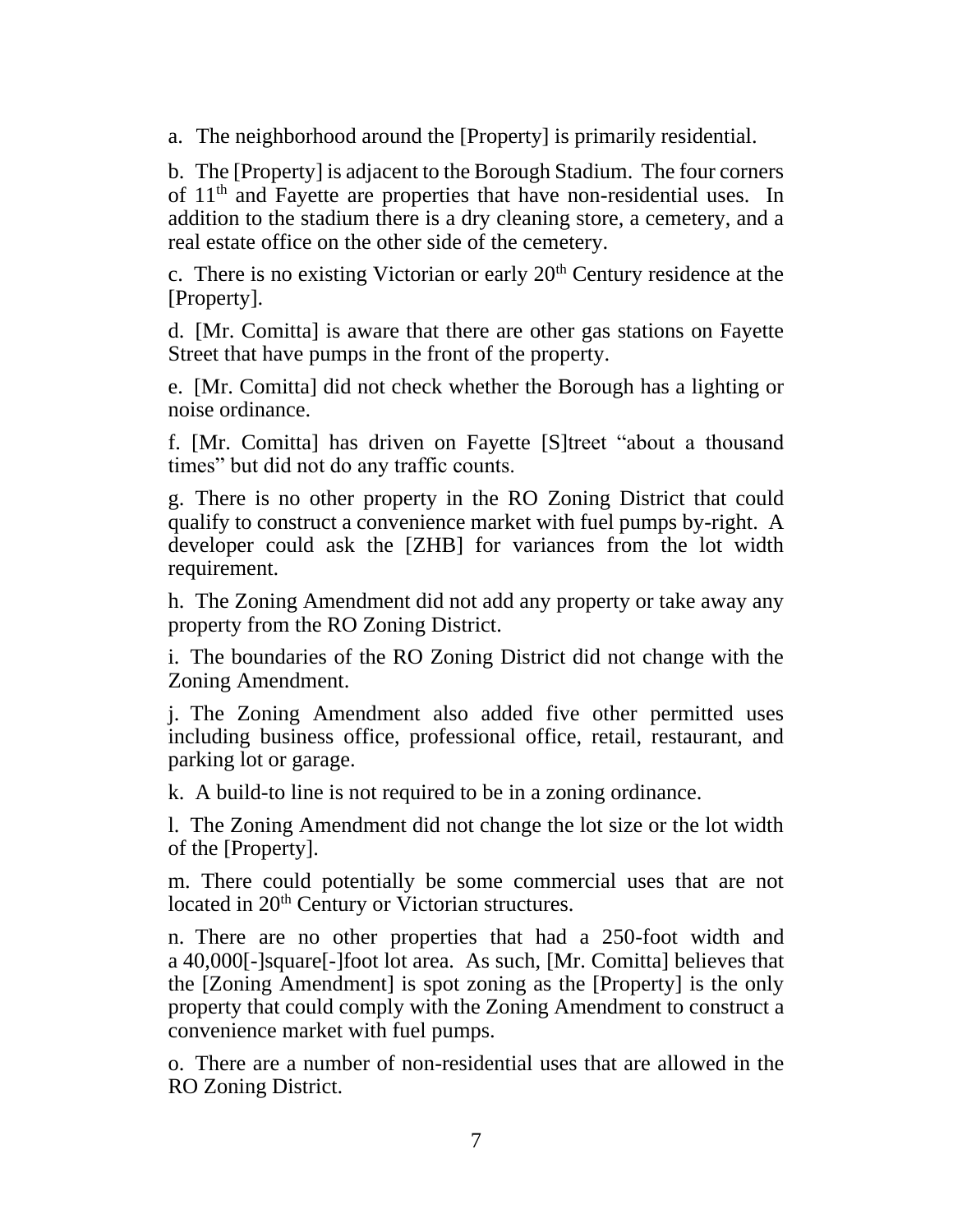a. The neighborhood around the [Property] is primarily residential.

b. The [Property] is adjacent to the Borough Stadium. The four corners of 11th and Fayette are properties that have non-residential uses. In addition to the stadium there is a dry cleaning store, a cemetery, and a real estate office on the other side of the cemetery.

c. There is no existing Victorian or early 20th Century residence at the [Property].

d. [Mr. Comitta] is aware that there are other gas stations on Fayette Street that have pumps in the front of the property.

e. [Mr. Comitta] did not check whether the Borough has a lighting or noise ordinance.

f. [Mr. Comitta] has driven on Fayette [S]treet "about a thousand times" but did not do any traffic counts.

g. There is no other property in the RO Zoning District that could qualify to construct a convenience market with fuel pumps by-right. A developer could ask the [ZHB] for variances from the lot width requirement.

h. The Zoning Amendment did not add any property or take away any property from the RO Zoning District.

i. The boundaries of the RO Zoning District did not change with the Zoning Amendment.

j. The Zoning Amendment also added five other permitted uses including business office, professional office, retail, restaurant, and parking lot or garage.

k. A build-to line is not required to be in a zoning ordinance.

l. The Zoning Amendment did not change the lot size or the lot width of the [Property].

m. There could potentially be some commercial uses that are not located in 20th Century or Victorian structures.

n. There are no other properties that had a 250-foot width and a 40,000[-]square[-]foot lot area. As such, [Mr. Comitta] believes that the [Zoning Amendment] is spot zoning as the [Property] is the only property that could comply with the Zoning Amendment to construct a convenience market with fuel pumps.

o. There are a number of non-residential uses that are allowed in the RO Zoning District.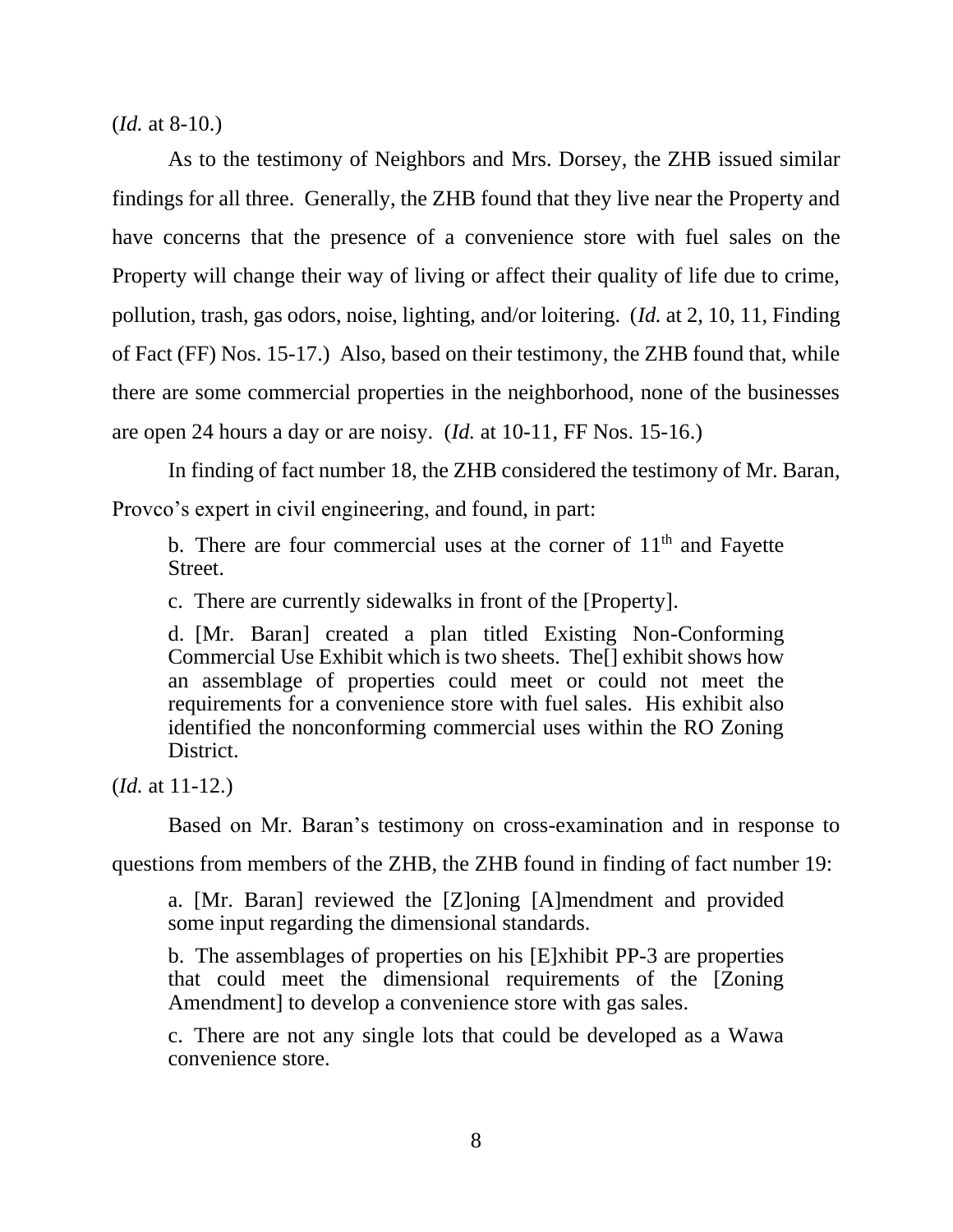(*Id.* at 8-10.)

As to the testimony of Neighbors and Mrs. Dorsey, the ZHB issued similar findings for all three. Generally, the ZHB found that they live near the Property and have concerns that the presence of a convenience store with fuel sales on the Property will change their way of living or affect their quality of life due to crime, pollution, trash, gas odors, noise, lighting, and/or loitering. (*Id.* at 2, 10, 11, Finding of Fact (FF) Nos. 15-17.) Also, based on their testimony, the ZHB found that, while there are some commercial properties in the neighborhood, none of the businesses are open 24 hours a day or are noisy. (*Id.* at 10-11, FF Nos. 15-16.)

In finding of fact number 18, the ZHB considered the testimony of Mr. Baran, Provco's expert in civil engineering, and found, in part:

> b. There are four commercial uses at the corner of 11th and Fayette Street.
>
> c. There are currently sidewalks in front of the [Property].
>
> d. [Mr. Baran] created a plan titled Existing Non-Conforming Commercial Use Exhibit which is two sheets. The[] exhibit shows how an assemblage of properties could meet or could not meet the requirements for a convenience store with fuel sales. His exhibit also identified the nonconforming commercial uses within the RO Zoning District.

(*Id.* at 11-12.)

Based on Mr. Baran's testimony on cross-examination and in response to questions from members of the ZHB, the ZHB found in finding of fact number 19:

> a. [Mr. Baran] reviewed the [Z]oning [A]mendment and provided some input regarding the dimensional standards.
>
> b. The assemblages of properties on his [E]xhibit PP-3 are properties that could meet the dimensional requirements of the [Zoning Amendment] to develop a convenience store with gas sales.
>
> c. There are not any single lots that could be developed as a Wawa convenience store.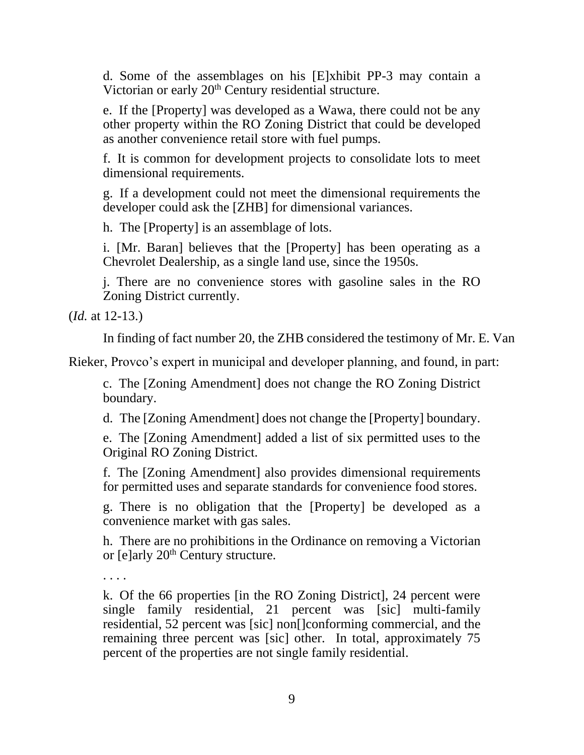> d. Some of the assemblages on his [E]xhibit PP-3 may contain a Victorian or early 20th Century residential structure.
>
> e. If the [Property] was developed as a Wawa, there could not be any other property within the RO Zoning District that could be developed as another convenience retail store with fuel pumps.
>
> f. It is common for development projects to consolidate lots to meet dimensional requirements.
>
> g. If a development could not meet the dimensional requirements the developer could ask the [ZHB] for dimensional variances.
>
> h. The [Property] is an assemblage of lots.
>
> i. [Mr. Baran] believes that the [Property] has been operating as a Chevrolet Dealership, as a single land use, since the 1950s.
>
> j. There are no convenience stores with gasoline sales in the RO Zoning District currently.

(*Id.* at 12-13.)

In finding of fact number 20, the ZHB considered the testimony of Mr. E. Van Rieker, Provco's expert in municipal and developer planning, and found, in part:

> c. The [Zoning Amendment] does not change the RO Zoning District boundary.
>
> d. The [Zoning Amendment] does not change the [Property] boundary.
>
> e. The [Zoning Amendment] added a list of six permitted uses to the Original RO Zoning District.
>
> f. The [Zoning Amendment] also provides dimensional requirements for permitted uses and separate standards for convenience food stores.
>
> g. There is no obligation that the [Property] be developed as a convenience market with gas sales.
>
> h. There are no prohibitions in the Ordinance on removing a Victorian or [e]arly 20th Century structure.
>
> . . . .
>
> k. Of the 66 properties [in the RO Zoning District], 24 percent were single family residential, 21 percent was [sic] multi-family residential, 52 percent was [sic] non[]conforming commercial, and the remaining three percent was [sic] other. In total, approximately 75 percent of the properties are not single family residential.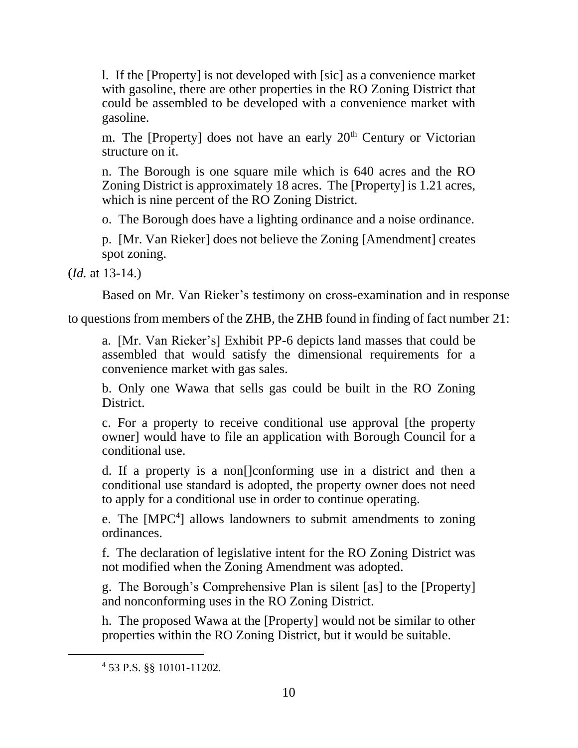l. If the [Property] is not developed with [sic] as a convenience market with gasoline, there are other properties in the RO Zoning District that could be assembled to be developed with a convenience market with gasoline.

m. The [Property] does not have an early 20th Century or Victorian structure on it.

n. The Borough is one square mile which is 640 acres and the RO Zoning District is approximately 18 acres. The [Property] is 1.21 acres, which is nine percent of the RO Zoning District.

o. The Borough does have a lighting ordinance and a noise ordinance.

p. [Mr. Van Rieker] does not believe the Zoning [Amendment] creates spot zoning.

(*Id.* at 13-14.)

Based on Mr. Van Rieker's testimony on cross-examination and in response to questions from members of the ZHB, the ZHB found in finding of fact number 21:

a. [Mr. Van Rieker's] Exhibit PP-6 depicts land masses that could be assembled that would satisfy the dimensional requirements for a convenience market with gas sales.

b. Only one Wawa that sells gas could be built in the RO Zoning District.

c. For a property to receive conditional use approval [the property owner] would have to file an application with Borough Council for a conditional use.

d. If a property is a non[]conforming use in a district and then a conditional use standard is adopted, the property owner does not need to apply for a conditional use in order to continue operating.

e. The [MPC[4]] allows landowners to submit amendments to zoning ordinances.

f. The declaration of legislative intent for the RO Zoning District was not modified when the Zoning Amendment was adopted.

g. The Borough's Comprehensive Plan is silent [as] to the [Property] and nonconforming uses in the RO Zoning District.

h. The proposed Wawa at the [Property] would not be similar to other properties within the RO Zoning District, but it would be suitable.

---

[4] 53 P.S. §§ 10101-11202.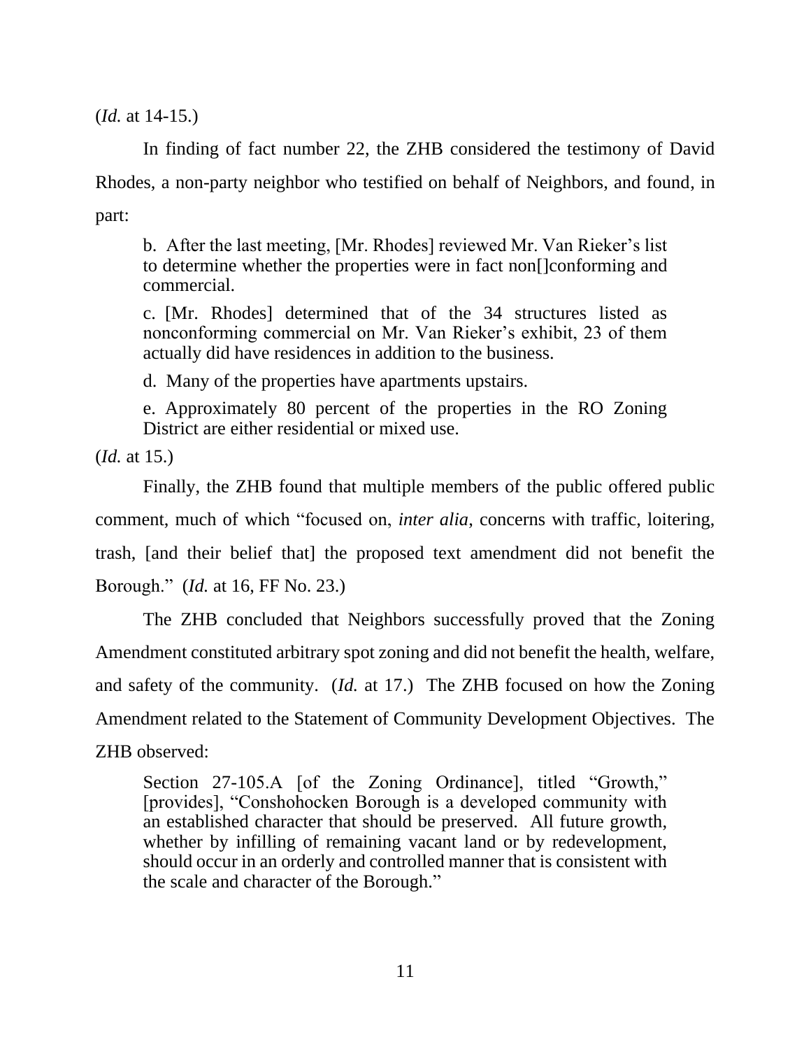(*Id.* at 14-15.)

In finding of fact number 22, the ZHB considered the testimony of David Rhodes, a non-party neighbor who testified on behalf of Neighbors, and found, in part:

> b. After the last meeting, [Mr. Rhodes] reviewed Mr. Van Rieker's list to determine whether the properties were in fact non[]conforming and commercial.
>
> c. [Mr. Rhodes] determined that of the 34 structures listed as nonconforming commercial on Mr. Van Rieker's exhibit, 23 of them actually did have residences in addition to the business.
>
> d. Many of the properties have apartments upstairs.
>
> e. Approximately 80 percent of the properties in the RO Zoning District are either residential or mixed use.

(*Id.* at 15.)

Finally, the ZHB found that multiple members of the public offered public comment, much of which "focused on, *inter alia*, concerns with traffic, loitering, trash, [and their belief that] the proposed text amendment did not benefit the Borough." (*Id.* at 16, FF No. 23.)

The ZHB concluded that Neighbors successfully proved that the Zoning Amendment constituted arbitrary spot zoning and did not benefit the health, welfare, and safety of the community. (*Id.* at 17.) The ZHB focused on how the Zoning Amendment related to the Statement of Community Development Objectives. The ZHB observed:

> Section 27-105.A [of the Zoning Ordinance], titled "Growth," [provides], "Conshohocken Borough is a developed community with an established character that should be preserved. All future growth, whether by infilling of remaining vacant land or by redevelopment, should occur in an orderly and controlled manner that is consistent with the scale and character of the Borough."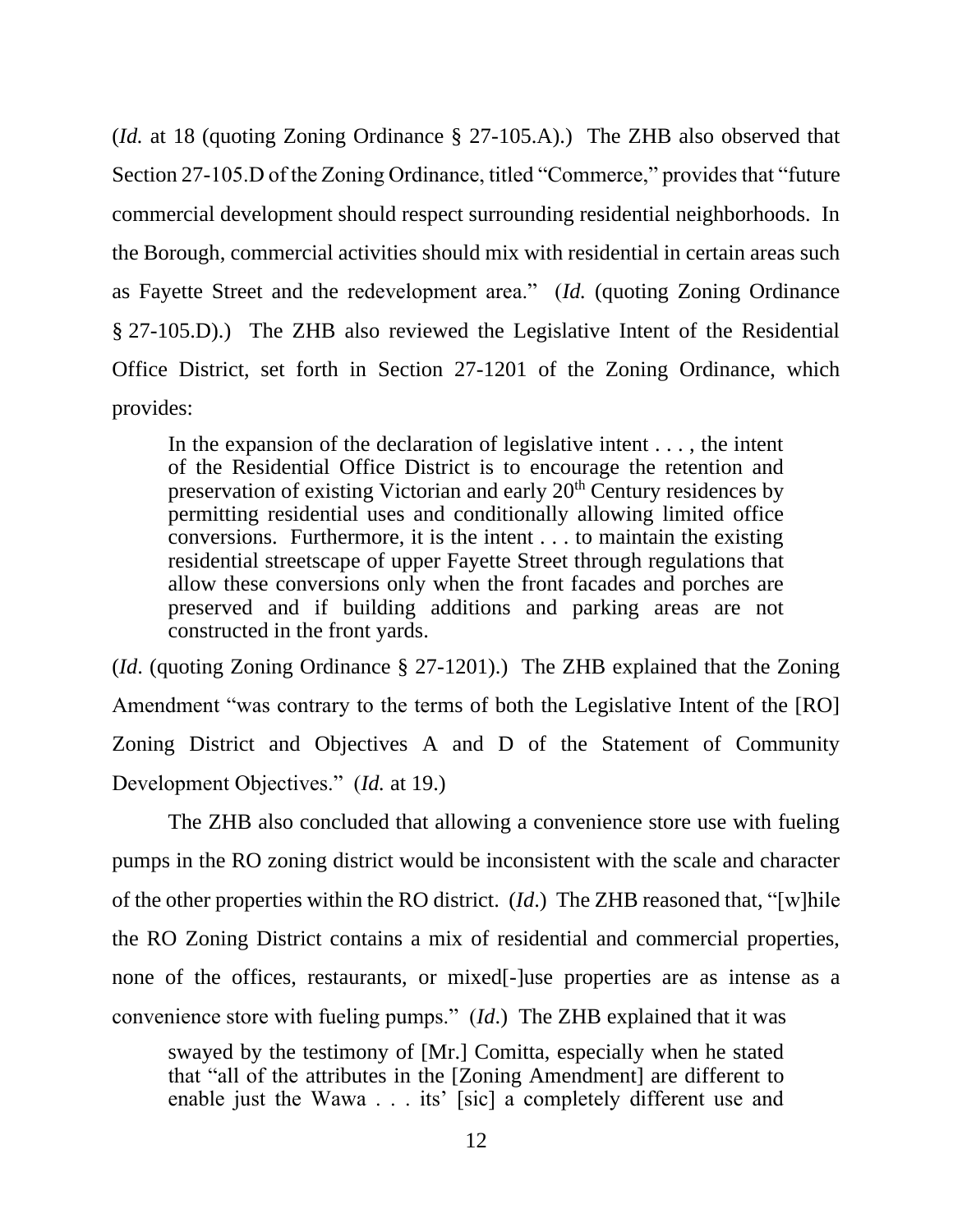(*Id.* at 18 (quoting Zoning Ordinance § 27-105.A).) The ZHB also observed that Section 27-105.D of the Zoning Ordinance, titled "Commerce," provides that "future commercial development should respect surrounding residential neighborhoods. In the Borough, commercial activities should mix with residential in certain areas such as Fayette Street and the redevelopment area." (*Id.* (quoting Zoning Ordinance § 27-105.D).) The ZHB also reviewed the Legislative Intent of the Residential Office District, set forth in Section 27-1201 of the Zoning Ordinance, which provides:

> In the expansion of the declaration of legislative intent . . . , the intent of the Residential Office District is to encourage the retention and preservation of existing Victorian and early 20th Century residences by permitting residential uses and conditionally allowing limited office conversions. Furthermore, it is the intent . . . to maintain the existing residential streetscape of upper Fayette Street through regulations that allow these conversions only when the front facades and porches are preserved and if building additions and parking areas are not constructed in the front yards.

(*Id*. (quoting Zoning Ordinance § 27-1201).) The ZHB explained that the Zoning Amendment "was contrary to the terms of both the Legislative Intent of the [RO] Zoning District and Objectives A and D of the Statement of Community Development Objectives." (*Id.* at 19.)

The ZHB also concluded that allowing a convenience store use with fueling pumps in the RO zoning district would be inconsistent with the scale and character of the other properties within the RO district. (*Id.*) The ZHB reasoned that, "[w]hile the RO Zoning District contains a mix of residential and commercial properties, none of the offices, restaurants, or mixed[-]use properties are as intense as a convenience store with fueling pumps." (*Id.*) The ZHB explained that it was

> swayed by the testimony of [Mr.] Comitta, especially when he stated that "all of the attributes in the [Zoning Amendment] are different to enable just the Wawa . . . its' [sic] a completely different use and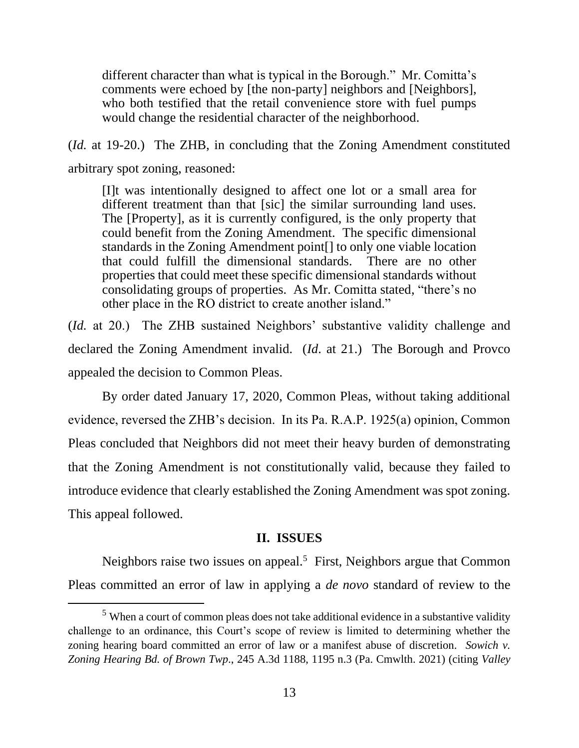> different character than what is typical in the Borough." Mr. Comitta's comments were echoed by [the non-party] neighbors and [Neighbors], who both testified that the retail convenience store with fuel pumps would change the residential character of the neighborhood.

(*Id.* at 19-20.) The ZHB, in concluding that the Zoning Amendment constituted arbitrary spot zoning, reasoned:

> [I]t was intentionally designed to affect one lot or a small area for different treatment than that [sic] the similar surrounding land uses. The [Property], as it is currently configured, is the only property that could benefit from the Zoning Amendment. The specific dimensional standards in the Zoning Amendment point[] to only one viable location that could fulfill the dimensional standards. There are no other properties that could meet these specific dimensional standards without consolidating groups of properties. As Mr. Comitta stated, "there's no other place in the RO district to create another island."

(*Id.* at 20.) The ZHB sustained Neighbors' substantive validity challenge and declared the Zoning Amendment invalid. (*Id*. at 21.) The Borough and Provco appealed the decision to Common Pleas.

By order dated January 17, 2020, Common Pleas, without taking additional evidence, reversed the ZHB's decision. In its Pa. R.A.P. 1925(a) opinion, Common Pleas concluded that Neighbors did not meet their heavy burden of demonstrating that the Zoning Amendment is not constitutionally valid, because they failed to introduce evidence that clearly established the Zoning Amendment was spot zoning. This appeal followed.

## II. ISSUES

Neighbors raise two issues on appeal.[5] First, Neighbors argue that Common Pleas committed an error of law in applying a *de novo* standard of review to the

---

[5] When a court of common pleas does not take additional evidence in a substantive validity challenge to an ordinance, this Court's scope of review is limited to determining whether the zoning hearing board committed an error of law or a manifest abuse of discretion. *Sowich v. Zoning Hearing Bd. of Brown Twp*., 245 A.3d 1188, 1195 n.3 (Pa. Cmwlth. 2021) (citing *Valley*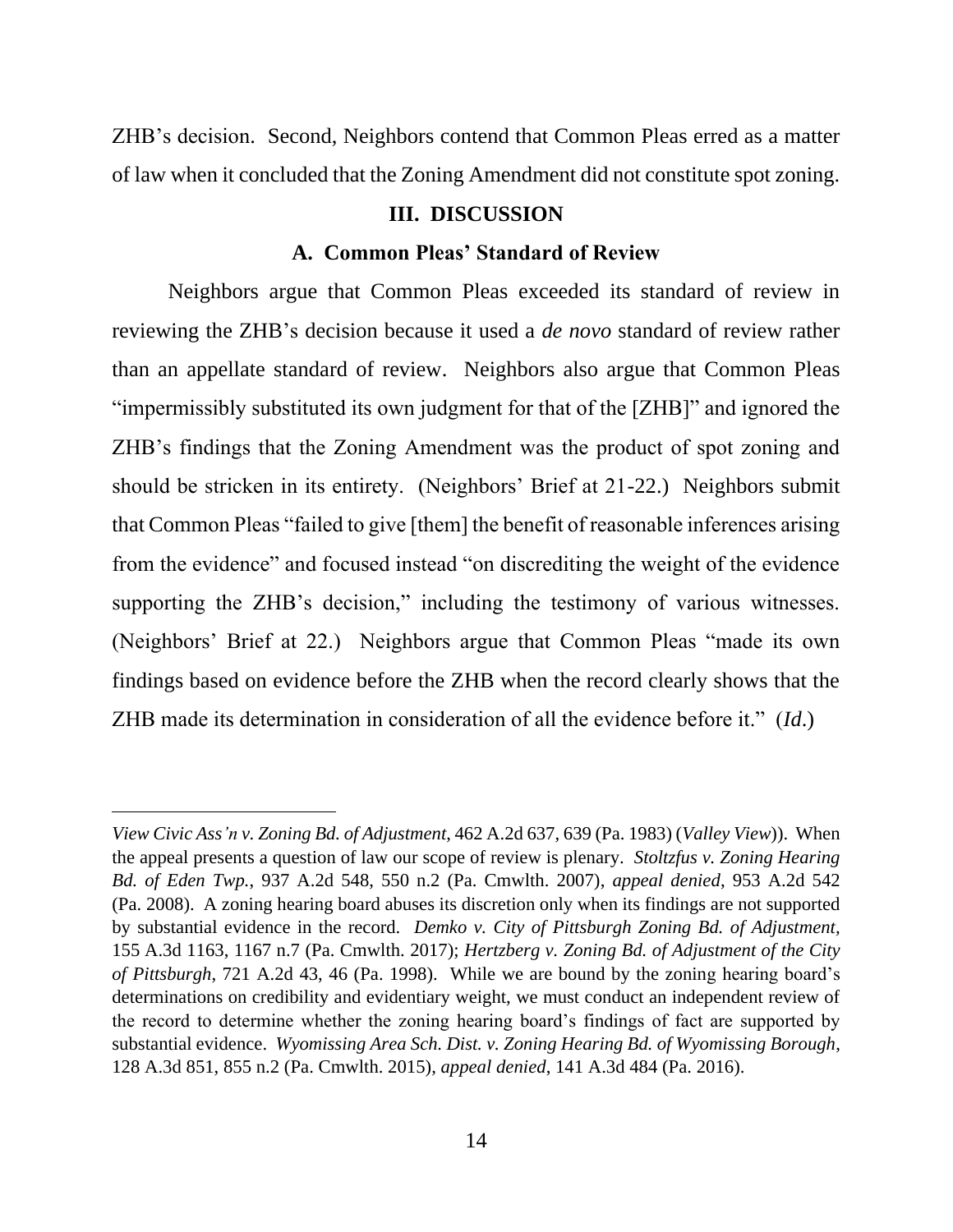ZHB's decision. Second, Neighbors contend that Common Pleas erred as a matter of law when it concluded that the Zoning Amendment did not constitute spot zoning.

## III. DISCUSSION

### A. Common Pleas' Standard of Review

Neighbors argue that Common Pleas exceeded its standard of review in reviewing the ZHB's decision because it used a *de novo* standard of review rather than an appellate standard of review. Neighbors also argue that Common Pleas "impermissibly substituted its own judgment for that of the [ZHB]" and ignored the ZHB's findings that the Zoning Amendment was the product of spot zoning and should be stricken in its entirety. (Neighbors' Brief at 21-22.) Neighbors submit that Common Pleas "failed to give [them] the benefit of reasonable inferences arising from the evidence" and focused instead "on discrediting the weight of the evidence supporting the ZHB's decision," including the testimony of various witnesses. (Neighbors' Brief at 22.) Neighbors argue that Common Pleas "made its own findings based on evidence before the ZHB when the record clearly shows that the ZHB made its determination in consideration of all the evidence before it." (*Id*.)

---

*View Civic Ass'n v. Zoning Bd. of Adjustment*, 462 A.2d 637, 639 (Pa. 1983) (*Valley View*)). When the appeal presents a question of law our scope of review is plenary. *Stoltzfus v. Zoning Hearing Bd. of Eden Twp.*, 937 A.2d 548, 550 n.2 (Pa. Cmwlth. 2007), *appeal denied*, 953 A.2d 542 (Pa. 2008). A zoning hearing board abuses its discretion only when its findings are not supported by substantial evidence in the record. *Demko v. City of Pittsburgh Zoning Bd. of Adjustment*, 155 A.3d 1163, 1167 n.7 (Pa. Cmwlth. 2017); *Hertzberg v. Zoning Bd. of Adjustment of the City of Pittsburgh*, 721 A.2d 43, 46 (Pa. 1998). While we are bound by the zoning hearing board's determinations on credibility and evidentiary weight, we must conduct an independent review of the record to determine whether the zoning hearing board's findings of fact are supported by substantial evidence. *Wyomissing Area Sch. Dist. v. Zoning Hearing Bd. of Wyomissing Borough*, 128 A.3d 851, 855 n.2 (Pa. Cmwlth. 2015), *appeal denied*, 141 A.3d 484 (Pa. 2016).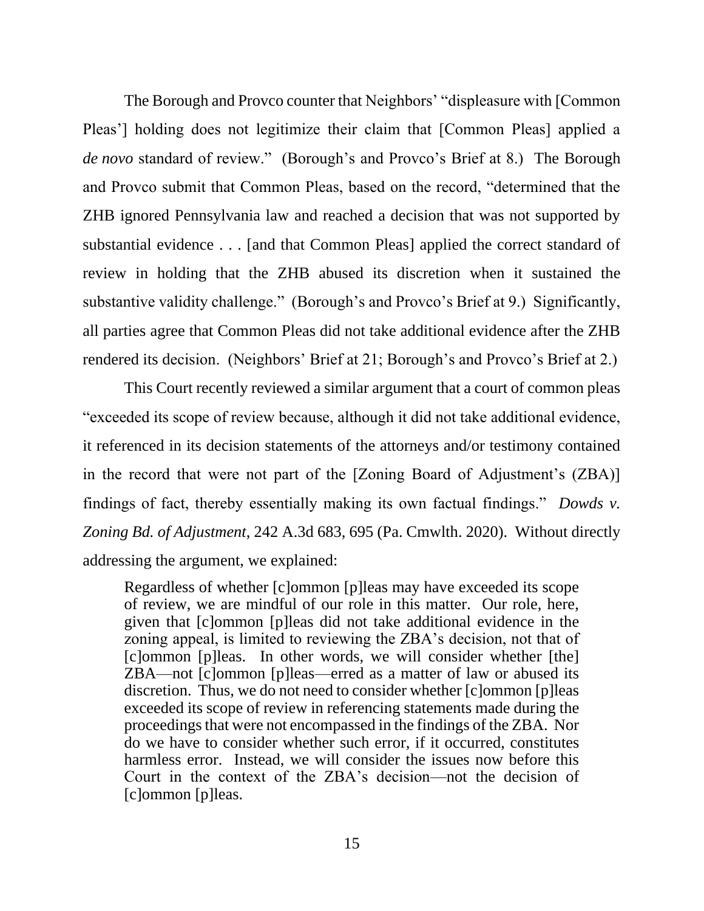The Borough and Provco counter that Neighbors' "displeasure with [Common Pleas'] holding does not legitimize their claim that [Common Pleas] applied a *de novo* standard of review." (Borough's and Provco's Brief at 8.) The Borough and Provco submit that Common Pleas, based on the record, "determined that the ZHB ignored Pennsylvania law and reached a decision that was not supported by substantial evidence . . . [and that Common Pleas] applied the correct standard of review in holding that the ZHB abused its discretion when it sustained the substantive validity challenge." (Borough's and Provco's Brief at 9.) Significantly, all parties agree that Common Pleas did not take additional evidence after the ZHB rendered its decision. (Neighbors' Brief at 21; Borough's and Provco's Brief at 2.)

This Court recently reviewed a similar argument that a court of common pleas "exceeded its scope of review because, although it did not take additional evidence, it referenced in its decision statements of the attorneys and/or testimony contained in the record that were not part of the [Zoning Board of Adjustment's (ZBA)] findings of fact, thereby essentially making its own factual findings." *Dowds v. Zoning Bd. of Adjustment*, 242 A.3d 683, 695 (Pa. Cmwlth. 2020). Without directly addressing the argument, we explained:

> Regardless of whether [c]ommon [p]leas may have exceeded its scope of review, we are mindful of our role in this matter. Our role, here, given that [c]ommon [p]leas did not take additional evidence in the zoning appeal, is limited to reviewing the ZBA's decision, not that of [c]ommon [p]leas. In other words, we will consider whether [the] ZBA—not [c]ommon [p]leas—erred as a matter of law or abused its discretion. Thus, we do not need to consider whether [c]ommon [p]leas exceeded its scope of review in referencing statements made during the proceedings that were not encompassed in the findings of the ZBA. Nor do we have to consider whether such error, if it occurred, constitutes harmless error. Instead, we will consider the issues now before this Court in the context of the ZBA's decision—not the decision of [c]ommon [p]leas.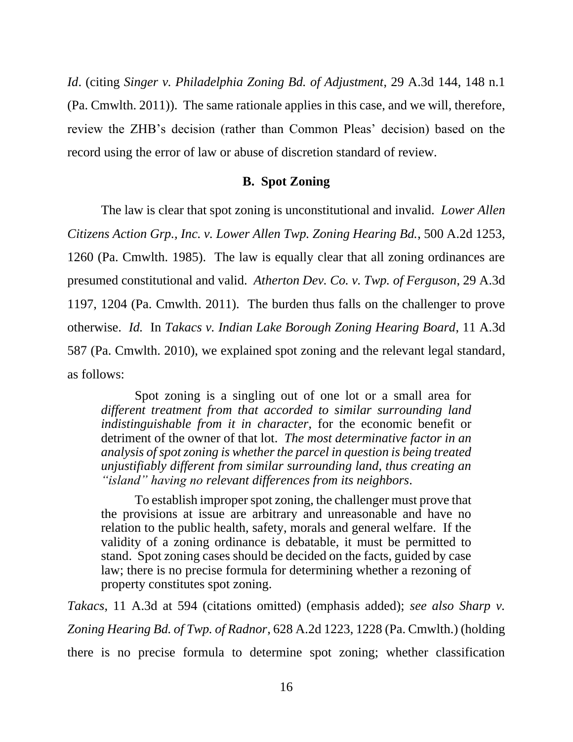*Id*. (citing *Singer v. Philadelphia Zoning Bd. of Adjustment*, 29 A.3d 144, 148 n.1 (Pa. Cmwlth. 2011)). The same rationale applies in this case, and we will, therefore, review the ZHB's decision (rather than Common Pleas' decision) based on the record using the error of law or abuse of discretion standard of review.

### B. Spot Zoning

The law is clear that spot zoning is unconstitutional and invalid. *Lower Allen Citizens Action Grp., Inc. v. Lower Allen Twp. Zoning Hearing Bd.*, 500 A.2d 1253, 1260 (Pa. Cmwlth. 1985). The law is equally clear that all zoning ordinances are presumed constitutional and valid. *Atherton Dev. Co. v. Twp. of Ferguson*, 29 A.3d 1197, 1204 (Pa. Cmwlth. 2011). The burden thus falls on the challenger to prove otherwise. *Id.* In *Takacs v. Indian Lake Borough Zoning Hearing Board*, 11 A.3d 587 (Pa. Cmwlth. 2010), we explained spot zoning and the relevant legal standard, as follows:

> Spot zoning is a singling out of one lot or a small area for *different treatment from that accorded to similar surrounding land indistinguishable from it in character*, for the economic benefit or detriment of the owner of that lot. *The most determinative factor in an analysis of spot zoning is whether the parcel in question is being treated unjustifiably different from similar surrounding land, thus creating an "island" having no relevant differences from its neighbors*.
>
> To establish improper spot zoning, the challenger must prove that the provisions at issue are arbitrary and unreasonable and have no relation to the public health, safety, morals and general welfare. If the validity of a zoning ordinance is debatable, it must be permitted to stand. Spot zoning cases should be decided on the facts, guided by case law; there is no precise formula for determining whether a rezoning of property constitutes spot zoning.

*Takacs*, 11 A.3d at 594 (citations omitted) (emphasis added); *see also Sharp v. Zoning Hearing Bd. of Twp. of Radnor*, 628 A.2d 1223, 1228 (Pa. Cmwlth.) (holding there is no precise formula to determine spot zoning; whether classification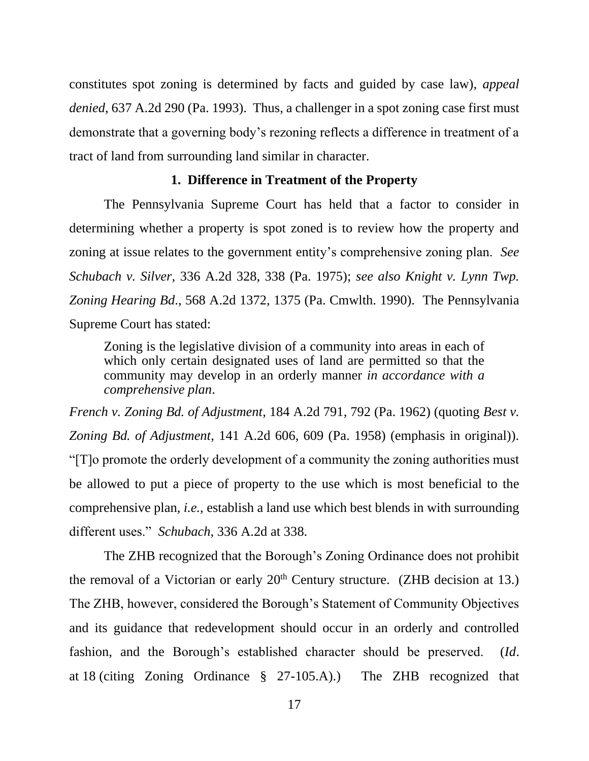constitutes spot zoning is determined by facts and guided by case law), *appeal denied*, 637 A.2d 290 (Pa. 1993). Thus, a challenger in a spot zoning case first must demonstrate that a governing body's rezoning reflects a difference in treatment of a tract of land from surrounding land similar in character.

### 1. Difference in Treatment of the Property

The Pennsylvania Supreme Court has held that a factor to consider in determining whether a property is spot zoned is to review how the property and zoning at issue relates to the government entity's comprehensive zoning plan. *See Schubach v. Silver*, 336 A.2d 328, 338 (Pa. 1975); *see also Knight v. Lynn Twp. Zoning Hearing Bd*., 568 A.2d 1372, 1375 (Pa. Cmwlth. 1990). The Pennsylvania Supreme Court has stated:

> Zoning is the legislative division of a community into areas in each of which only certain designated uses of land are permitted so that the community may develop in an orderly manner *in accordance with a comprehensive plan*.

*French v. Zoning Bd. of Adjustment*, 184 A.2d 791, 792 (Pa. 1962) (quoting *Best v. Zoning Bd. of Adjustment*, 141 A.2d 606, 609 (Pa. 1958) (emphasis in original)). "[T]o promote the orderly development of a community the zoning authorities must be allowed to put a piece of property to the use which is most beneficial to the comprehensive plan, *i.e.*, establish a land use which best blends in with surrounding different uses." *Schubach*, 336 A.2d at 338.

The ZHB recognized that the Borough's Zoning Ordinance does not prohibit the removal of a Victorian or early 20th Century structure. (ZHB decision at 13.) The ZHB, however, considered the Borough's Statement of Community Objectives and its guidance that redevelopment should occur in an orderly and controlled fashion, and the Borough's established character should be preserved. (*Id*. at 18 (citing Zoning Ordinance § 27-105.A).) The ZHB recognized that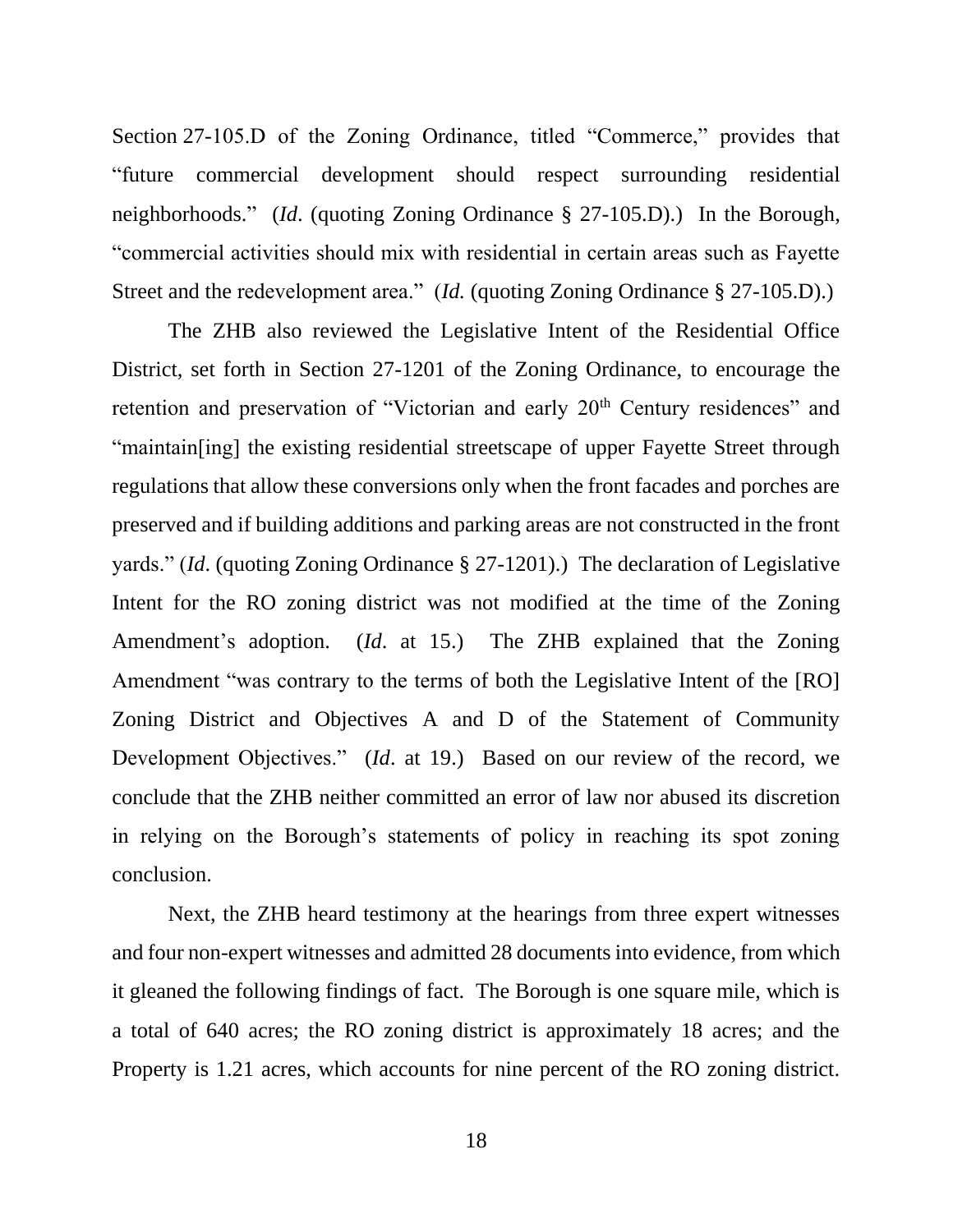Section 27-105.D of the Zoning Ordinance, titled "Commerce," provides that "future commercial development should respect surrounding residential neighborhoods." (*Id*. (quoting Zoning Ordinance § 27-105.D).) In the Borough, "commercial activities should mix with residential in certain areas such as Fayette Street and the redevelopment area." (*Id.* (quoting Zoning Ordinance § 27-105.D).)

The ZHB also reviewed the Legislative Intent of the Residential Office District, set forth in Section 27-1201 of the Zoning Ordinance, to encourage the retention and preservation of "Victorian and early 20th Century residences" and "maintain[ing] the existing residential streetscape of upper Fayette Street through regulations that allow these conversions only when the front facades and porches are preserved and if building additions and parking areas are not constructed in the front yards." (*Id*. (quoting Zoning Ordinance § 27-1201).) The declaration of Legislative Intent for the RO zoning district was not modified at the time of the Zoning Amendment's adoption. (*Id*. at 15.) The ZHB explained that the Zoning Amendment "was contrary to the terms of both the Legislative Intent of the [RO] Zoning District and Objectives A and D of the Statement of Community Development Objectives." (*Id*. at 19.) Based on our review of the record, we conclude that the ZHB neither committed an error of law nor abused its discretion in relying on the Borough's statements of policy in reaching its spot zoning conclusion.

Next, the ZHB heard testimony at the hearings from three expert witnesses and four non-expert witnesses and admitted 28 documents into evidence, from which it gleaned the following findings of fact. The Borough is one square mile, which is a total of 640 acres; the RO zoning district is approximately 18 acres; and the Property is 1.21 acres, which accounts for nine percent of the RO zoning district.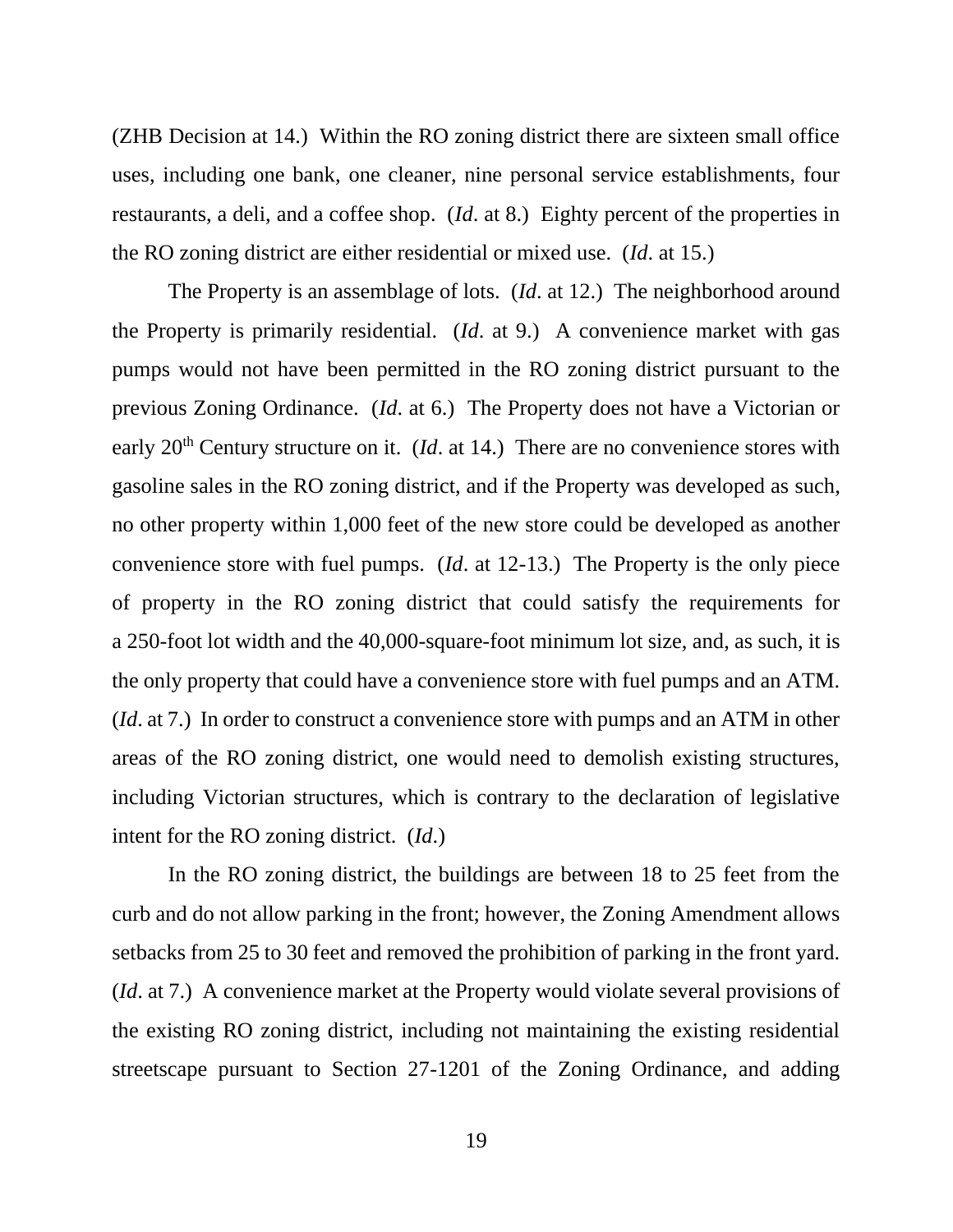(ZHB Decision at 14.) Within the RO zoning district there are sixteen small office uses, including one bank, one cleaner, nine personal service establishments, four restaurants, a deli, and a coffee shop. (*Id*. at 8.) Eighty percent of the properties in the RO zoning district are either residential or mixed use. (*Id*. at 15.)

The Property is an assemblage of lots. (*Id*. at 12.) The neighborhood around the Property is primarily residential. (*Id*. at 9.) A convenience market with gas pumps would not have been permitted in the RO zoning district pursuant to the previous Zoning Ordinance. (*Id*. at 6.) The Property does not have a Victorian or early 20th Century structure on it. (*Id*. at 14.) There are no convenience stores with gasoline sales in the RO zoning district, and if the Property was developed as such, no other property within 1,000 feet of the new store could be developed as another convenience store with fuel pumps. (*Id*. at 12-13.) The Property is the only piece of property in the RO zoning district that could satisfy the requirements for a 250-foot lot width and the 40,000-square-foot minimum lot size, and, as such, it is the only property that could have a convenience store with fuel pumps and an ATM. (*Id*. at 7.) In order to construct a convenience store with pumps and an ATM in other areas of the RO zoning district, one would need to demolish existing structures, including Victorian structures, which is contrary to the declaration of legislative intent for the RO zoning district. (*Id*.)

In the RO zoning district, the buildings are between 18 to 25 feet from the curb and do not allow parking in the front; however, the Zoning Amendment allows setbacks from 25 to 30 feet and removed the prohibition of parking in the front yard. (*Id*. at 7.) A convenience market at the Property would violate several provisions of the existing RO zoning district, including not maintaining the existing residential streetscape pursuant to Section 27-1201 of the Zoning Ordinance, and adding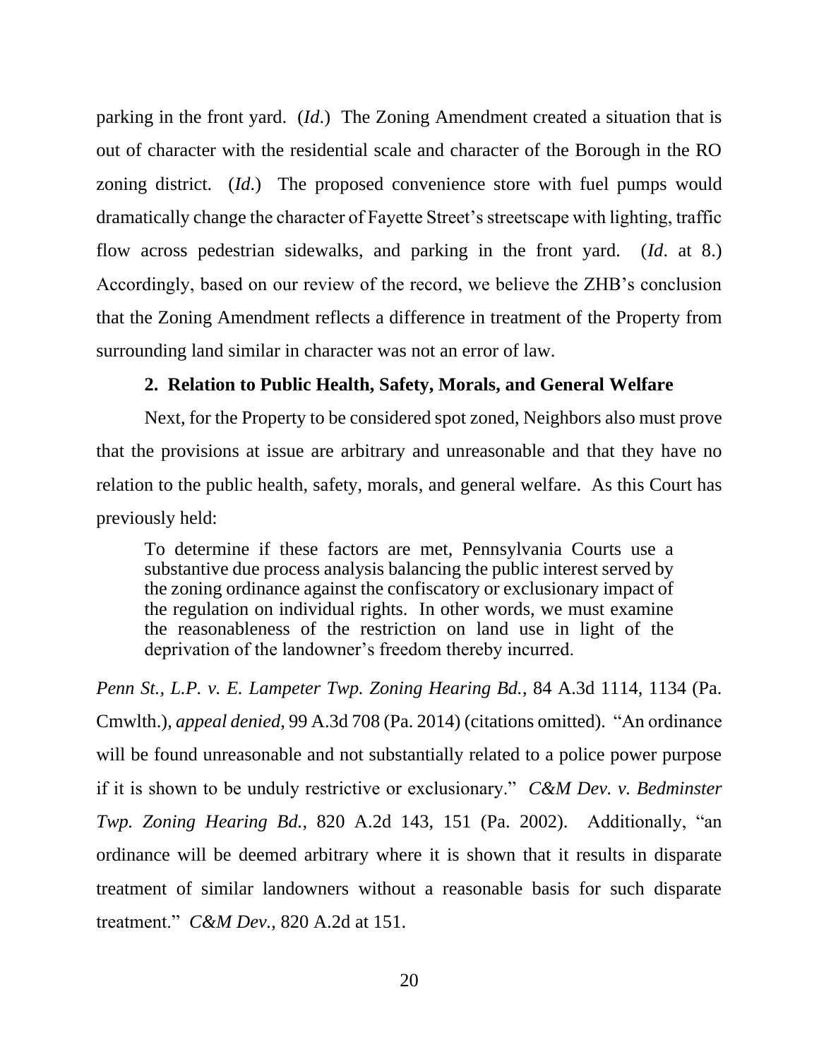parking in the front yard. (*Id*.) The Zoning Amendment created a situation that is out of character with the residential scale and character of the Borough in the RO zoning district. (*Id*.) The proposed convenience store with fuel pumps would dramatically change the character of Fayette Street's streetscape with lighting, traffic flow across pedestrian sidewalks, and parking in the front yard. (*Id*. at 8.) Accordingly, based on our review of the record, we believe the ZHB's conclusion that the Zoning Amendment reflects a difference in treatment of the Property from surrounding land similar in character was not an error of law.

**2. Relation to Public Health, Safety, Morals, and General Welfare**

Next, for the Property to be considered spot zoned, Neighbors also must prove that the provisions at issue are arbitrary and unreasonable and that they have no relation to the public health, safety, morals, and general welfare. As this Court has previously held:

> To determine if these factors are met, Pennsylvania Courts use a substantive due process analysis balancing the public interest served by the zoning ordinance against the confiscatory or exclusionary impact of the regulation on individual rights. In other words, we must examine the reasonableness of the restriction on land use in light of the deprivation of the landowner's freedom thereby incurred.

*Penn St., L.P. v. E. Lampeter Twp. Zoning Hearing Bd.*, 84 A.3d 1114, 1134 (Pa. Cmwlth.), *appeal denied*, 99 A.3d 708 (Pa. 2014) (citations omitted). "An ordinance will be found unreasonable and not substantially related to a police power purpose if it is shown to be unduly restrictive or exclusionary." *C&M Dev. v. Bedminster Twp. Zoning Hearing Bd.*, 820 A.2d 143, 151 (Pa. 2002). Additionally, "an ordinance will be deemed arbitrary where it is shown that it results in disparate treatment of similar landowners without a reasonable basis for such disparate treatment." *C&M Dev.*, 820 A.2d at 151.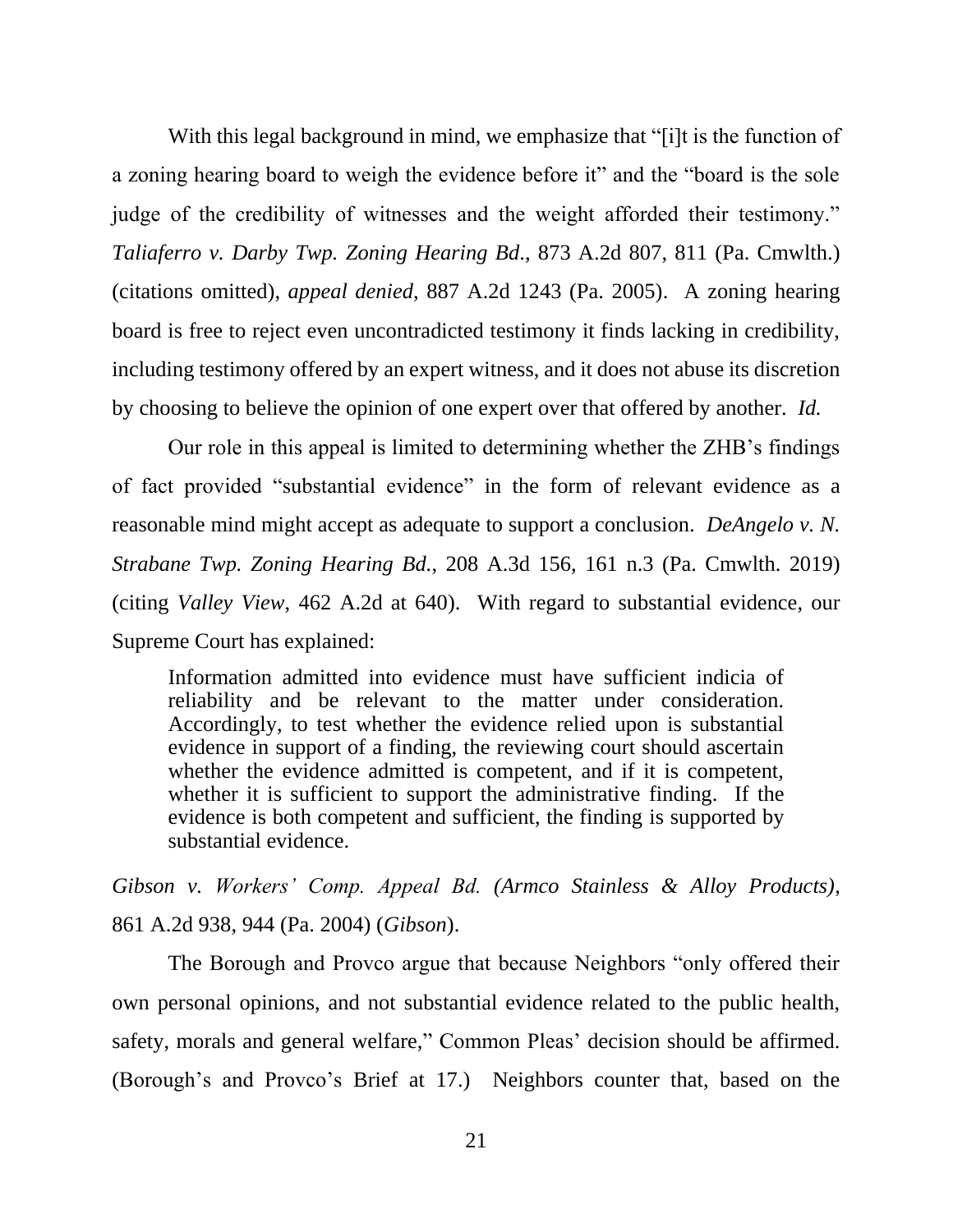With this legal background in mind, we emphasize that "[i]t is the function of a zoning hearing board to weigh the evidence before it" and the "board is the sole judge of the credibility of witnesses and the weight afforded their testimony." *Taliaferro v. Darby Twp. Zoning Hearing Bd.*, 873 A.2d 807, 811 (Pa. Cmwlth.) (citations omitted), *appeal denied*, 887 A.2d 1243 (Pa. 2005). A zoning hearing board is free to reject even uncontradicted testimony it finds lacking in credibility, including testimony offered by an expert witness, and it does not abuse its discretion by choosing to believe the opinion of one expert over that offered by another. *Id.*

Our role in this appeal is limited to determining whether the ZHB's findings of fact provided "substantial evidence" in the form of relevant evidence as a reasonable mind might accept as adequate to support a conclusion. *DeAngelo v. N. Strabane Twp. Zoning Hearing Bd.*, 208 A.3d 156, 161 n.3 (Pa. Cmwlth. 2019) (citing *Valley View*, 462 A.2d at 640). With regard to substantial evidence, our Supreme Court has explained:

> Information admitted into evidence must have sufficient indicia of reliability and be relevant to the matter under consideration. Accordingly, to test whether the evidence relied upon is substantial evidence in support of a finding, the reviewing court should ascertain whether the evidence admitted is competent, and if it is competent, whether it is sufficient to support the administrative finding. If the evidence is both competent and sufficient, the finding is supported by substantial evidence.

*Gibson v. Workers' Comp. Appeal Bd. (Armco Stainless & Alloy Products)*, 861 A.2d 938, 944 (Pa. 2004) (*Gibson*).

The Borough and Provco argue that because Neighbors "only offered their own personal opinions, and not substantial evidence related to the public health, safety, morals and general welfare," Common Pleas' decision should be affirmed. (Borough's and Provco's Brief at 17.) Neighbors counter that, based on the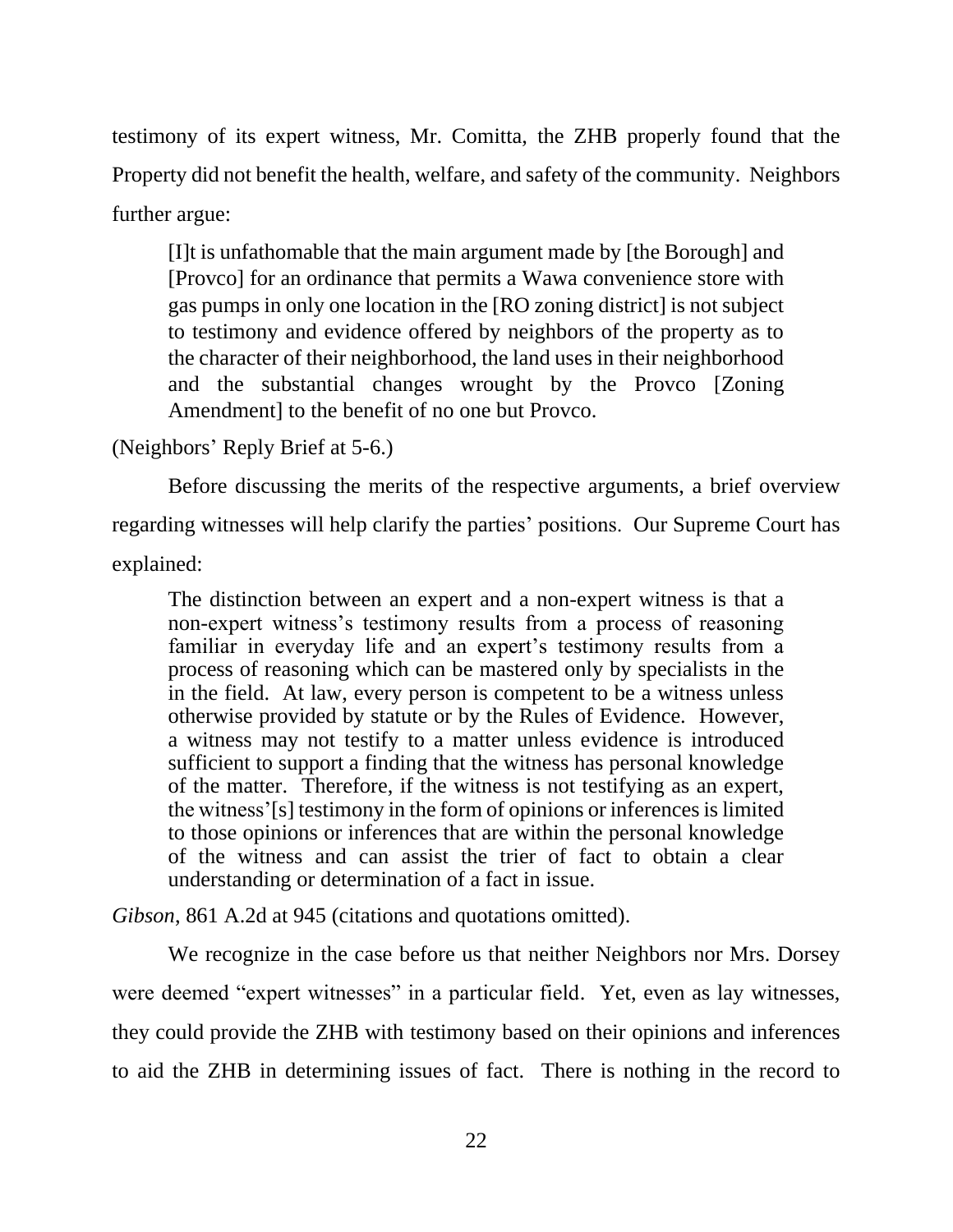testimony of its expert witness, Mr. Comitta, the ZHB properly found that the Property did not benefit the health, welfare, and safety of the community. Neighbors further argue:

> [I]t is unfathomable that the main argument made by [the Borough] and [Provco] for an ordinance that permits a Wawa convenience store with gas pumps in only one location in the [RO zoning district] is not subject to testimony and evidence offered by neighbors of the property as to the character of their neighborhood, the land uses in their neighborhood and the substantial changes wrought by the Provco [Zoning Amendment] to the benefit of no one but Provco.

(Neighbors' Reply Brief at 5-6.)

Before discussing the merits of the respective arguments, a brief overview regarding witnesses will help clarify the parties' positions. Our Supreme Court has explained:

> The distinction between an expert and a non-expert witness is that a non-expert witness's testimony results from a process of reasoning familiar in everyday life and an expert's testimony results from a process of reasoning which can be mastered only by specialists in the in the field. At law, every person is competent to be a witness unless otherwise provided by statute or by the Rules of Evidence. However, a witness may not testify to a matter unless evidence is introduced sufficient to support a finding that the witness has personal knowledge of the matter. Therefore, if the witness is not testifying as an expert, the witness'[s] testimony in the form of opinions or inferences is limited to those opinions or inferences that are within the personal knowledge of the witness and can assist the trier of fact to obtain a clear understanding or determination of a fact in issue.

*Gibson*, 861 A.2d at 945 (citations and quotations omitted).

We recognize in the case before us that neither Neighbors nor Mrs. Dorsey were deemed "expert witnesses" in a particular field. Yet, even as lay witnesses, they could provide the ZHB with testimony based on their opinions and inferences to aid the ZHB in determining issues of fact. There is nothing in the record to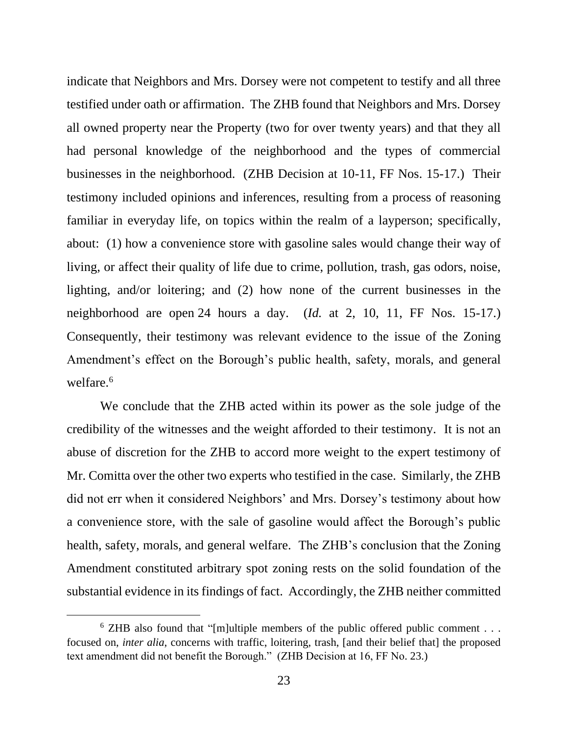indicate that Neighbors and Mrs. Dorsey were not competent to testify and all three testified under oath or affirmation. The ZHB found that Neighbors and Mrs. Dorsey all owned property near the Property (two for over twenty years) and that they all had personal knowledge of the neighborhood and the types of commercial businesses in the neighborhood. (ZHB Decision at 10-11, FF Nos. 15-17.) Their testimony included opinions and inferences, resulting from a process of reasoning familiar in everyday life, on topics within the realm of a layperson; specifically, about: (1) how a convenience store with gasoline sales would change their way of living, or affect their quality of life due to crime, pollution, trash, gas odors, noise, lighting, and/or loitering; and (2) how none of the current businesses in the neighborhood are open 24 hours a day. (*Id.* at 2, 10, 11, FF Nos. 15-17.) Consequently, their testimony was relevant evidence to the issue of the Zoning Amendment's effect on the Borough's public health, safety, morals, and general welfare.[6]

We conclude that the ZHB acted within its power as the sole judge of the credibility of the witnesses and the weight afforded to their testimony. It is not an abuse of discretion for the ZHB to accord more weight to the expert testimony of Mr. Comitta over the other two experts who testified in the case. Similarly, the ZHB did not err when it considered Neighbors' and Mrs. Dorsey's testimony about how a convenience store, with the sale of gasoline would affect the Borough's public health, safety, morals, and general welfare. The ZHB's conclusion that the Zoning Amendment constituted arbitrary spot zoning rests on the solid foundation of the substantial evidence in its findings of fact. Accordingly, the ZHB neither committed

---

[6] ZHB also found that "[m]ultiple members of the public offered public comment . . . focused on, *inter alia*, concerns with traffic, loitering, trash, [and their belief that] the proposed text amendment did not benefit the Borough." (ZHB Decision at 16, FF No. 23.)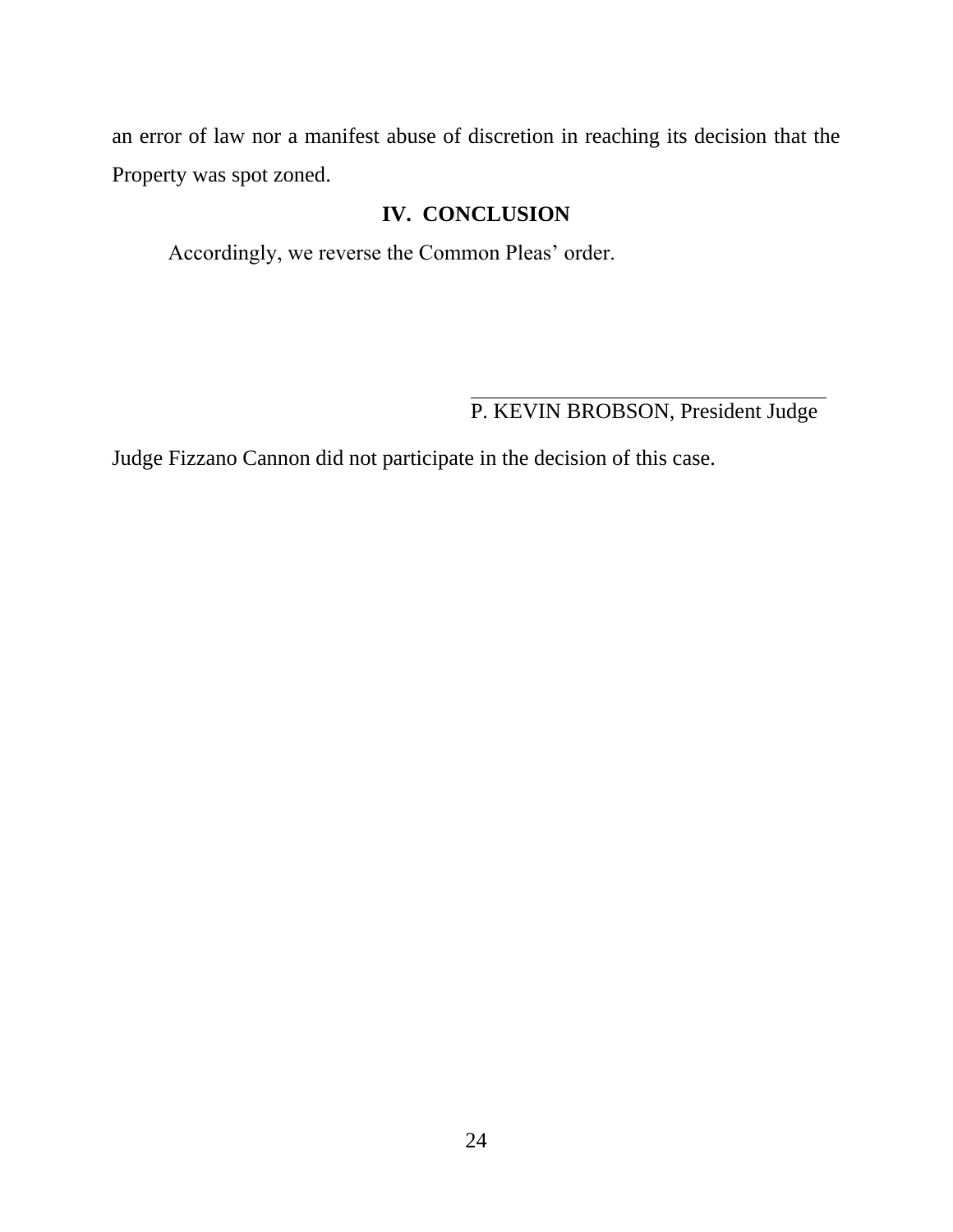an error of law nor a manifest abuse of discretion in reaching its decision that the Property was spot zoned.

## IV. CONCLUSION

Accordingly, we reverse the Common Pleas' order.

P. KEVIN BROBSON, President Judge

Judge Fizzano Cannon did not participate in the decision of this case.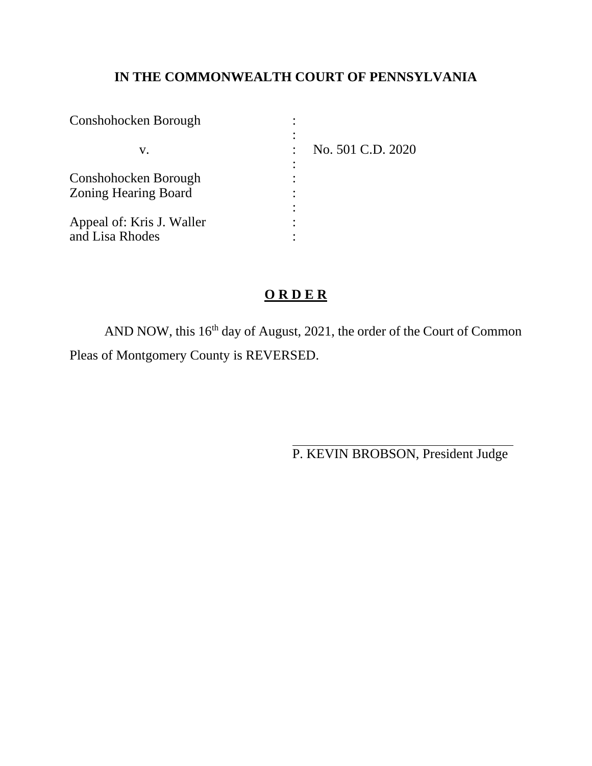**IN THE COMMONWEALTH COURT OF PENNSYLVANIA**

| | | |
|---|---|---|
| Conshohocken Borough | : | |
| | : | |
| v. | : | No. 501 C.D. 2020 |
| | : | |
| Conshohocken Borough | : | |
| Zoning Hearing Board | : | |
| | : | |
| Appeal of: Kris J. Waller | : | |
| and Lisa Rhodes | : | |

**O R D E R**

AND NOW, this 16th day of August, 2021, the order of the Court of Common Pleas of Montgomery County is REVERSED.

P. KEVIN BROBSON, President Judge